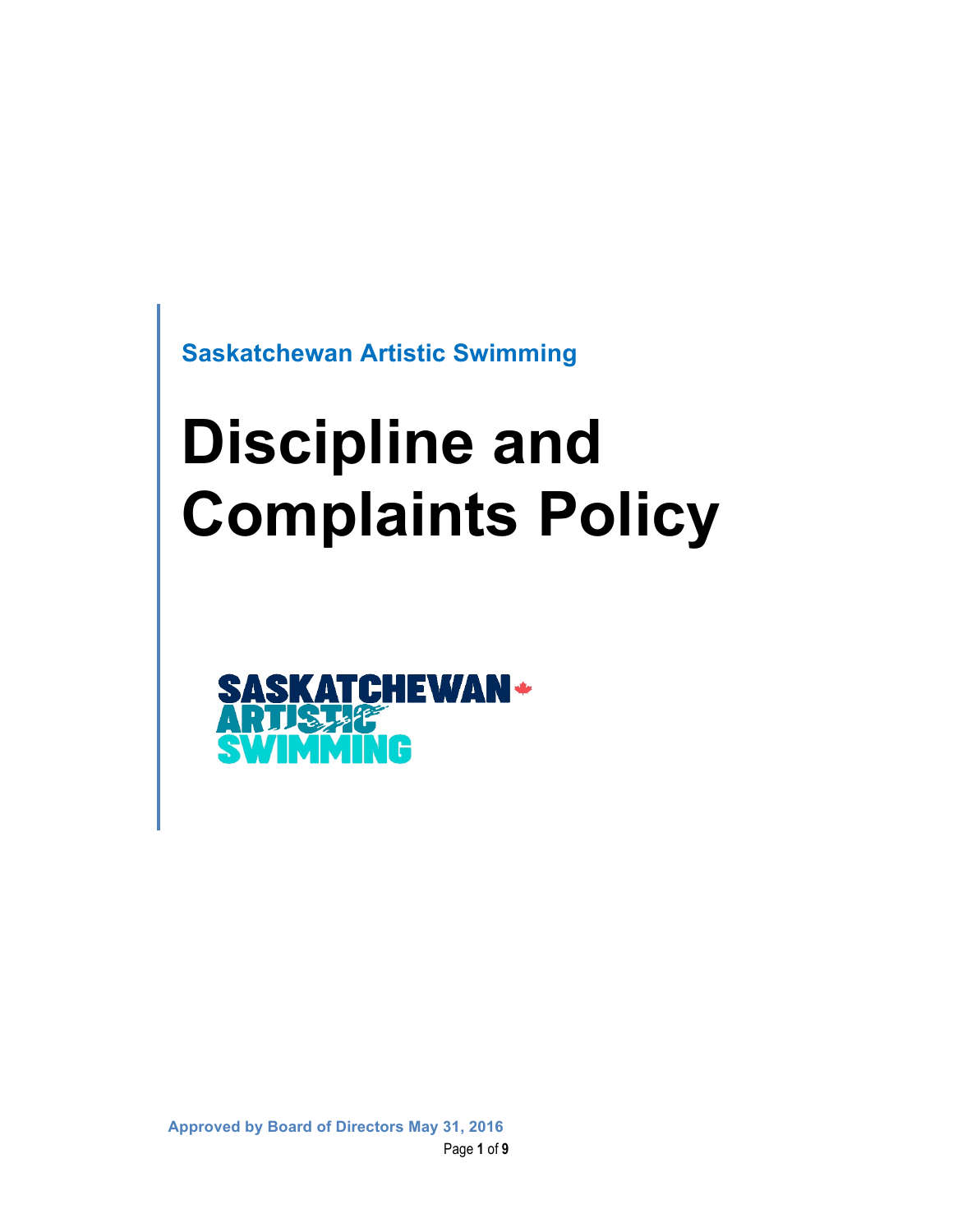Saskatchewan Artistic Swimming

# Discipline and Complaints Policy

Approved by Board of Directors May 31, 2016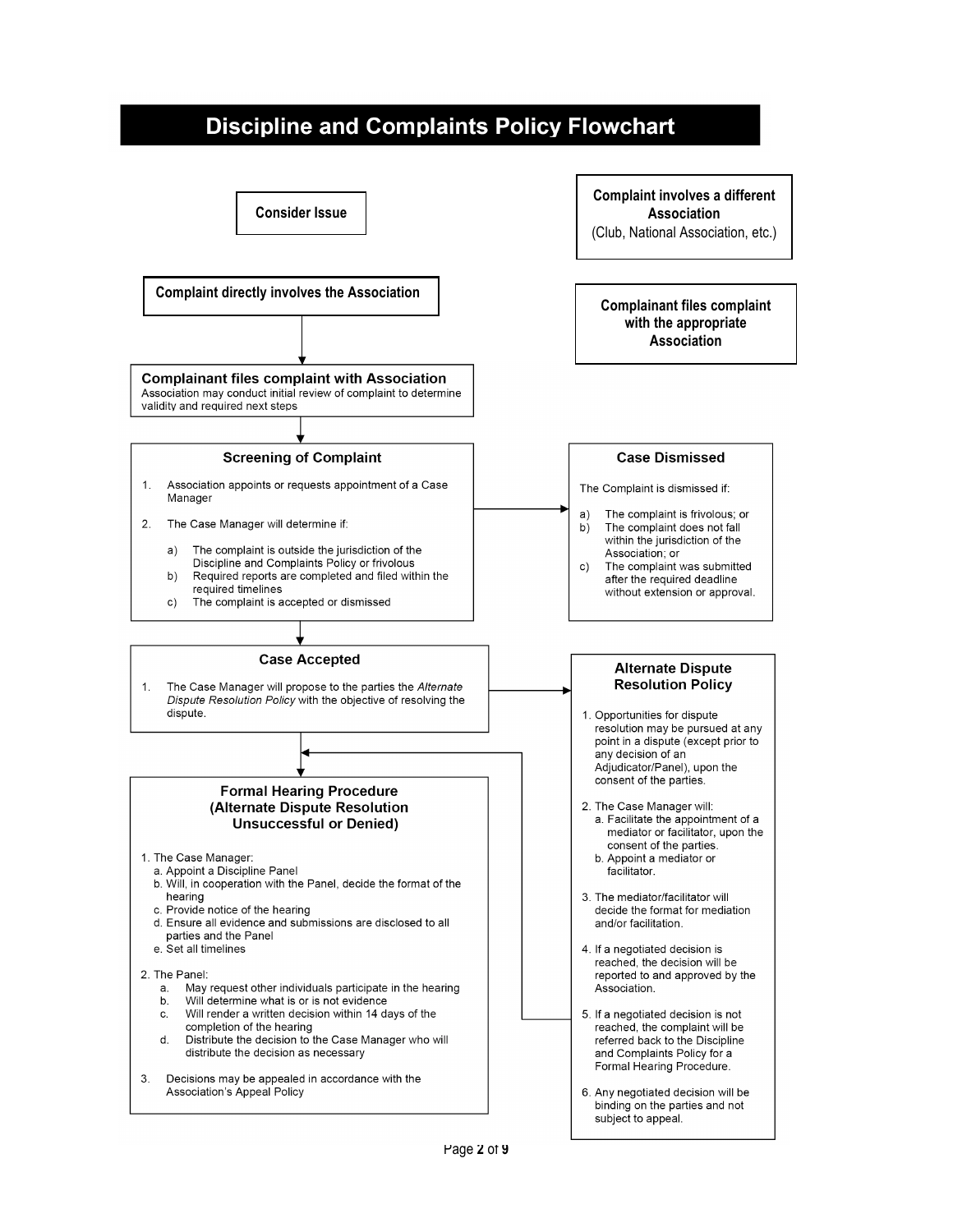# Discipline and Complaints Policy Flowchart

**Consider Issue**

**Complaint involves a different Association**
(Club, National Association, etc.)

**Complainant files complaint with the appropriate Association**

**Complaint directly involves the Association**

**Complainant files complaint with Association**
Association may conduct initial review of complaint to determine validity and required next steps

### Screening of Complaint

1. Association appoints or requests appointment of a Case Manager
2. The Case Manager will determine if:
   a) The complaint is outside the jurisdiction of the Discipline and Complaints Policy or frivolous
   b) Required reports are completed and filed within the required timelines
   c) The complaint is accepted or dismissed

### Case Dismissed

The Complaint is dismissed if:

a) The complaint is frivolous; or
b) The complaint does not fall within the jurisdiction of the Association; or
c) The complaint was submitted after the required deadline without extension or approval.

### Case Accepted

1. The Case Manager will propose to the parties the *Alternate Dispute Resolution Policy* with the objective of resolving the dispute.

### Alternate Dispute Resolution Policy

1. Opportunities for dispute resolution may be pursued at any point in a dispute (except prior to any decision of an Adjudicator/Panel), upon the consent of the parties.
2. The Case Manager will:
   a. Facilitate the appointment of a mediator or facilitator, upon the consent of the parties.
   b. Appoint a mediator or facilitator.
3. The mediator/facilitator will decide the format for mediation and/or facilitation.
4. If a negotiated decision is reached, the decision will be reported to and approved by the Association.
5. If a negotiated decision is not reached, the complaint will be referred back to the Discipline and Complaints Policy for a Formal Hearing Procedure.
6. Any negotiated decision will be binding on the parties and not subject to appeal.

### Formal Hearing Procedure (Alternate Dispute Resolution Unsuccessful or Denied)

1. The Case Manager:
   a. Appoint a Discipline Panel
   b. Will, in cooperation with the Panel, decide the format of the hearing
   c. Provide notice of the hearing
   d. Ensure all evidence and submissions are disclosed to all parties and the Panel
   e. Set all timelines
2. The Panel:
   a. May request other individuals participate in the hearing
   b. Will determine what is or is not evidence
   c. Will render a written decision within 14 days of the completion of the hearing
   d. Distribute the decision to the Case Manager who will distribute the decision as necessary
3. Decisions may be appealed in accordance with the Association's Appeal Policy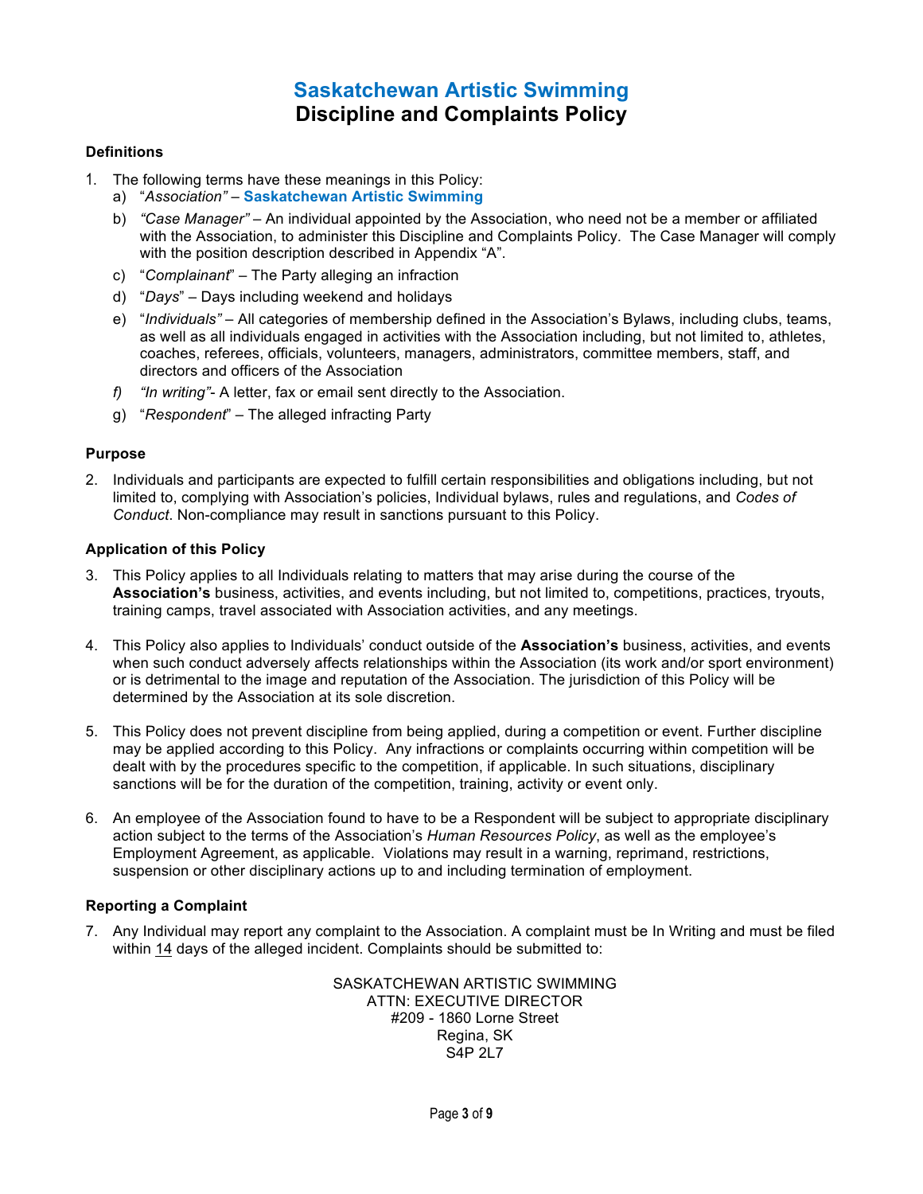# Saskatchewan Artistic Swimming
# Discipline and Complaints Policy

### Definitions

1. The following terms have these meanings in this Policy:
   a) "*Association"* – **Saskatchewan Artistic Swimming**
   b) *"Case Manager"* – An individual appointed by the Association, who need not be a member or affiliated with the Association, to administer this Discipline and Complaints Policy. The Case Manager will comply with the position description described in Appendix "A".
   c) "*Complainant*" – The Party alleging an infraction
   d) "*Days*" – Days including weekend and holidays
   e) "*Individuals"* – All categories of membership defined in the Association's Bylaws, including clubs, teams, as well as all individuals engaged in activities with the Association including, but not limited to, athletes, coaches, referees, officials, volunteers, managers, administrators, committee members, staff, and directors and officers of the Association
   *f) "In writing"*- A letter, fax or email sent directly to the Association.
   g) "*Respondent*" – The alleged infracting Party

### Purpose

2. Individuals and participants are expected to fulfill certain responsibilities and obligations including, but not limited to, complying with Association's policies, Individual bylaws, rules and regulations, and *Codes of Conduct*. Non-compliance may result in sanctions pursuant to this Policy.

### Application of this Policy

3. This Policy applies to all Individuals relating to matters that may arise during the course of the **Association's** business, activities, and events including, but not limited to, competitions, practices, tryouts, training camps, travel associated with Association activities, and any meetings.

4. This Policy also applies to Individuals' conduct outside of the **Association's** business, activities, and events when such conduct adversely affects relationships within the Association (its work and/or sport environment) or is detrimental to the image and reputation of the Association. The jurisdiction of this Policy will be determined by the Association at its sole discretion.

5. This Policy does not prevent discipline from being applied, during a competition or event. Further discipline may be applied according to this Policy. Any infractions or complaints occurring within competition will be dealt with by the procedures specific to the competition, if applicable. In such situations, disciplinary sanctions will be for the duration of the competition, training, activity or event only.

6. An employee of the Association found to have to be a Respondent will be subject to appropriate disciplinary action subject to the terms of the Association's *Human Resources Policy*, as well as the employee's Employment Agreement, as applicable. Violations may result in a warning, reprimand, restrictions, suspension or other disciplinary actions up to and including termination of employment.

### Reporting a Complaint

7. Any Individual may report any complaint to the Association. A complaint must be In Writing and must be filed within 14 days of the alleged incident. Complaints should be submitted to:

SASKATCHEWAN ARTISTIC SWIMMING
ATTN: EXECUTIVE DIRECTOR
#209 - 1860 Lorne Street
Regina, SK
S4P 2L7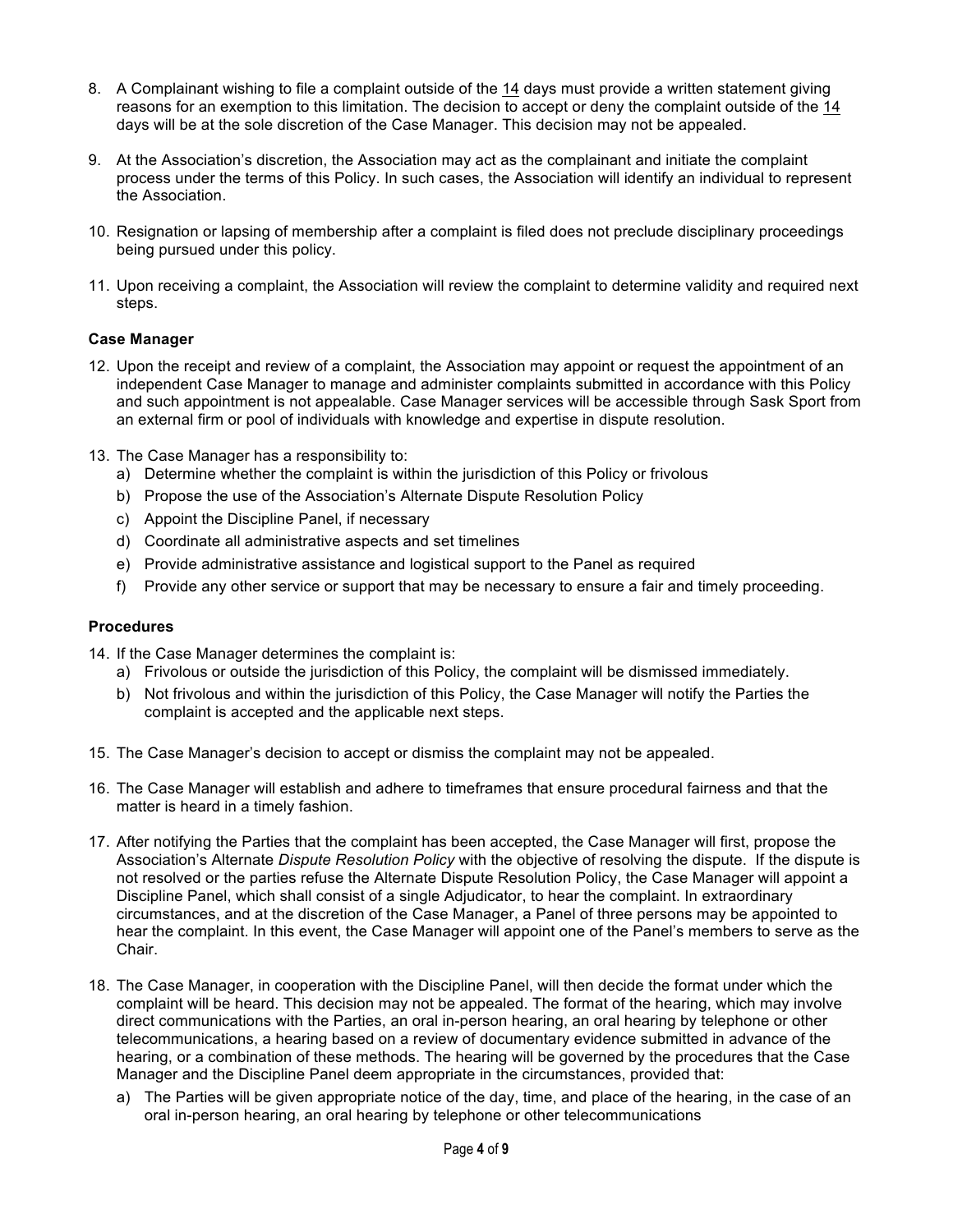8. A Complainant wishing to file a complaint outside of the 14 days must provide a written statement giving reasons for an exemption to this limitation. The decision to accept or deny the complaint outside of the 14 days will be at the sole discretion of the Case Manager. This decision may not be appealed.

9. At the Association's discretion, the Association may act as the complainant and initiate the complaint process under the terms of this Policy. In such cases, the Association will identify an individual to represent the Association.

10. Resignation or lapsing of membership after a complaint is filed does not preclude disciplinary proceedings being pursued under this policy.

11. Upon receiving a complaint, the Association will review the complaint to determine validity and required next steps.

**Case Manager**

12. Upon the receipt and review of a complaint, the Association may appoint or request the appointment of an independent Case Manager to manage and administer complaints submitted in accordance with this Policy and such appointment is not appealable. Case Manager services will be accessible through Sask Sport from an external firm or pool of individuals with knowledge and expertise in dispute resolution.

13. The Case Manager has a responsibility to:
    a) Determine whether the complaint is within the jurisdiction of this Policy or frivolous
    b) Propose the use of the Association's Alternate Dispute Resolution Policy
    c) Appoint the Discipline Panel, if necessary
    d) Coordinate all administrative aspects and set timelines
    e) Provide administrative assistance and logistical support to the Panel as required
    f) Provide any other service or support that may be necessary to ensure a fair and timely proceeding.

**Procedures**

14. If the Case Manager determines the complaint is:
    a) Frivolous or outside the jurisdiction of this Policy, the complaint will be dismissed immediately.
    b) Not frivolous and within the jurisdiction of this Policy, the Case Manager will notify the Parties the complaint is accepted and the applicable next steps.

15. The Case Manager's decision to accept or dismiss the complaint may not be appealed.

16. The Case Manager will establish and adhere to timeframes that ensure procedural fairness and that the matter is heard in a timely fashion.

17. After notifying the Parties that the complaint has been accepted, the Case Manager will first, propose the Association's Alternate *Dispute Resolution Policy* with the objective of resolving the dispute. If the dispute is not resolved or the parties refuse the Alternate Dispute Resolution Policy, the Case Manager will appoint a Discipline Panel, which shall consist of a single Adjudicator, to hear the complaint. In extraordinary circumstances, and at the discretion of the Case Manager, a Panel of three persons may be appointed to hear the complaint. In this event, the Case Manager will appoint one of the Panel's members to serve as the Chair.

18. The Case Manager, in cooperation with the Discipline Panel, will then decide the format under which the complaint will be heard. This decision may not be appealed. The format of the hearing, which may involve direct communications with the Parties, an oral in-person hearing, an oral hearing by telephone or other telecommunications, a hearing based on a review of documentary evidence submitted in advance of the hearing, or a combination of these methods. The hearing will be governed by the procedures that the Case Manager and the Discipline Panel deem appropriate in the circumstances, provided that:
    a) The Parties will be given appropriate notice of the day, time, and place of the hearing, in the case of an oral in-person hearing, an oral hearing by telephone or other telecommunications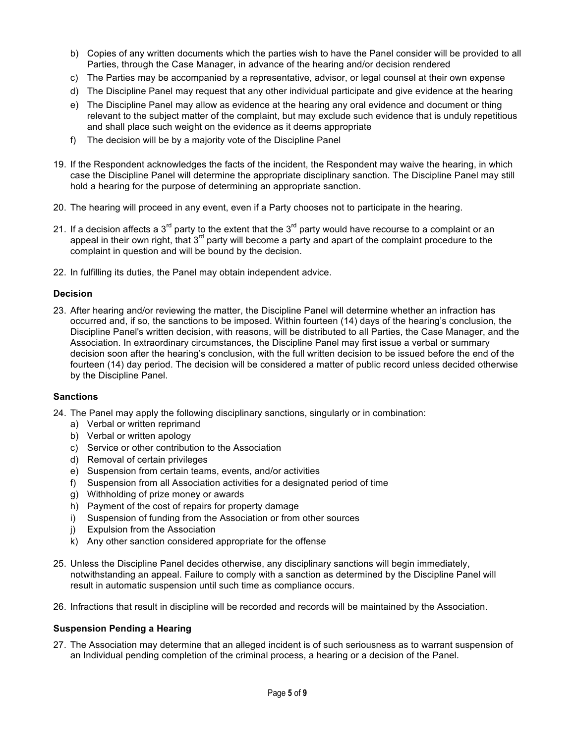b) Copies of any written documents which the parties wish to have the Panel consider will be provided to all Parties, through the Case Manager, in advance of the hearing and/or decision rendered
c) The Parties may be accompanied by a representative, advisor, or legal counsel at their own expense
d) The Discipline Panel may request that any other individual participate and give evidence at the hearing
e) The Discipline Panel may allow as evidence at the hearing any oral evidence and document or thing relevant to the subject matter of the complaint, but may exclude such evidence that is unduly repetitious and shall place such weight on the evidence as it deems appropriate
f) The decision will be by a majority vote of the Discipline Panel

19. If the Respondent acknowledges the facts of the incident, the Respondent may waive the hearing, in which case the Discipline Panel will determine the appropriate disciplinary sanction. The Discipline Panel may still hold a hearing for the purpose of determining an appropriate sanction.

20. The hearing will proceed in any event, even if a Party chooses not to participate in the hearing.

21. If a decision affects a 3rd party to the extent that the 3rd party would have recourse to a complaint or an appeal in their own right, that 3rd party will become a party and apart of the complaint procedure to the complaint in question and will be bound by the decision.

22. In fulfilling its duties, the Panel may obtain independent advice.

**Decision**

23. After hearing and/or reviewing the matter, the Discipline Panel will determine whether an infraction has occurred and, if so, the sanctions to be imposed. Within fourteen (14) days of the hearing's conclusion, the Discipline Panel's written decision, with reasons, will be distributed to all Parties, the Case Manager, and the Association. In extraordinary circumstances, the Discipline Panel may first issue a verbal or summary decision soon after the hearing's conclusion, with the full written decision to be issued before the end of the fourteen (14) day period. The decision will be considered a matter of public record unless decided otherwise by the Discipline Panel.

**Sanctions**

24. The Panel may apply the following disciplinary sanctions, singularly or in combination:
    a) Verbal or written reprimand
    b) Verbal or written apology
    c) Service or other contribution to the Association
    d) Removal of certain privileges
    e) Suspension from certain teams, events, and/or activities
    f) Suspension from all Association activities for a designated period of time
    g) Withholding of prize money or awards
    h) Payment of the cost of repairs for property damage
    i) Suspension of funding from the Association or from other sources
    j) Expulsion from the Association
    k) Any other sanction considered appropriate for the offense

25. Unless the Discipline Panel decides otherwise, any disciplinary sanctions will begin immediately, notwithstanding an appeal. Failure to comply with a sanction as determined by the Discipline Panel will result in automatic suspension until such time as compliance occurs.

26. Infractions that result in discipline will be recorded and records will be maintained by the Association.

**Suspension Pending a Hearing**

27. The Association may determine that an alleged incident is of such seriousness as to warrant suspension of an Individual pending completion of the criminal process, a hearing or a decision of the Panel.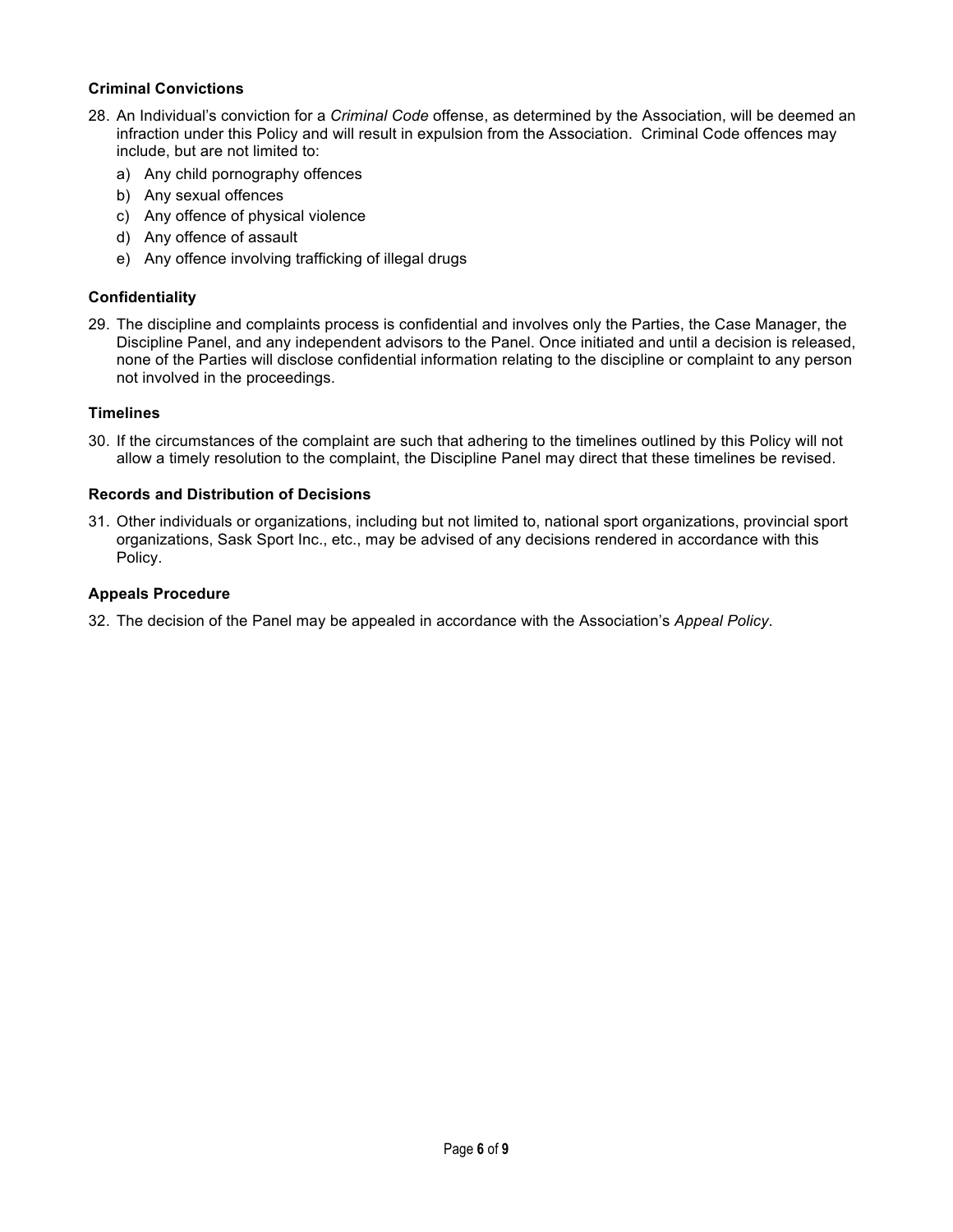**Criminal Convictions**

28. An Individual's conviction for a *Criminal Code* offense, as determined by the Association, will be deemed an infraction under this Policy and will result in expulsion from the Association. Criminal Code offences may include, but are not limited to:
    a) Any child pornography offences
    b) Any sexual offences
    c) Any offence of physical violence
    d) Any offence of assault
    e) Any offence involving trafficking of illegal drugs

**Confidentiality**

29. The discipline and complaints process is confidential and involves only the Parties, the Case Manager, the Discipline Panel, and any independent advisors to the Panel. Once initiated and until a decision is released, none of the Parties will disclose confidential information relating to the discipline or complaint to any person not involved in the proceedings.

**Timelines**

30. If the circumstances of the complaint are such that adhering to the timelines outlined by this Policy will not allow a timely resolution to the complaint, the Discipline Panel may direct that these timelines be revised.

**Records and Distribution of Decisions**

31. Other individuals or organizations, including but not limited to, national sport organizations, provincial sport organizations, Sask Sport Inc., etc., may be advised of any decisions rendered in accordance with this Policy.

**Appeals Procedure**

32. The decision of the Panel may be appealed in accordance with the Association's *Appeal Policy*.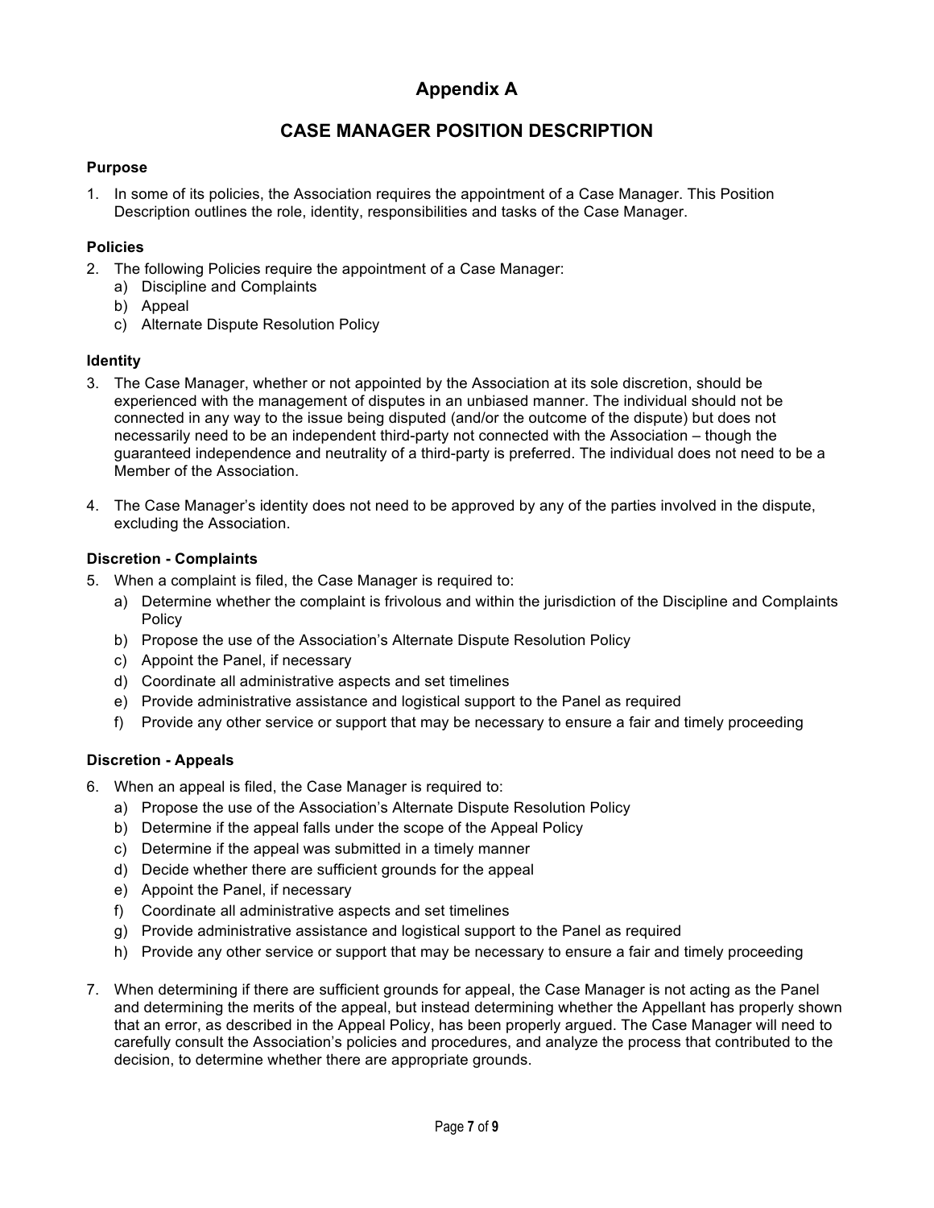# Appendix A

## CASE MANAGER POSITION DESCRIPTION

**Purpose**

1. In some of its policies, the Association requires the appointment of a Case Manager. This Position Description outlines the role, identity, responsibilities and tasks of the Case Manager.

**Policies**

2. The following Policies require the appointment of a Case Manager:
   a) Discipline and Complaints
   b) Appeal
   c) Alternate Dispute Resolution Policy

**Identity**

3. The Case Manager, whether or not appointed by the Association at its sole discretion, should be experienced with the management of disputes in an unbiased manner. The individual should not be connected in any way to the issue being disputed (and/or the outcome of the dispute) but does not necessarily need to be an independent third-party not connected with the Association – though the guaranteed independence and neutrality of a third-party is preferred. The individual does not need to be a Member of the Association.

4. The Case Manager's identity does not need to be approved by any of the parties involved in the dispute, excluding the Association.

**Discretion - Complaints**

5. When a complaint is filed, the Case Manager is required to:
   a) Determine whether the complaint is frivolous and within the jurisdiction of the Discipline and Complaints Policy
   b) Propose the use of the Association's Alternate Dispute Resolution Policy
   c) Appoint the Panel, if necessary
   d) Coordinate all administrative aspects and set timelines
   e) Provide administrative assistance and logistical support to the Panel as required
   f) Provide any other service or support that may be necessary to ensure a fair and timely proceeding

**Discretion - Appeals**

6. When an appeal is filed, the Case Manager is required to:
   a) Propose the use of the Association's Alternate Dispute Resolution Policy
   b) Determine if the appeal falls under the scope of the Appeal Policy
   c) Determine if the appeal was submitted in a timely manner
   d) Decide whether there are sufficient grounds for the appeal
   e) Appoint the Panel, if necessary
   f) Coordinate all administrative aspects and set timelines
   g) Provide administrative assistance and logistical support to the Panel as required
   h) Provide any other service or support that may be necessary to ensure a fair and timely proceeding

7. When determining if there are sufficient grounds for appeal, the Case Manager is not acting as the Panel and determining the merits of the appeal, but instead determining whether the Appellant has properly shown that an error, as described in the Appeal Policy, has been properly argued. The Case Manager will need to carefully consult the Association's policies and procedures, and analyze the process that contributed to the decision, to determine whether there are appropriate grounds.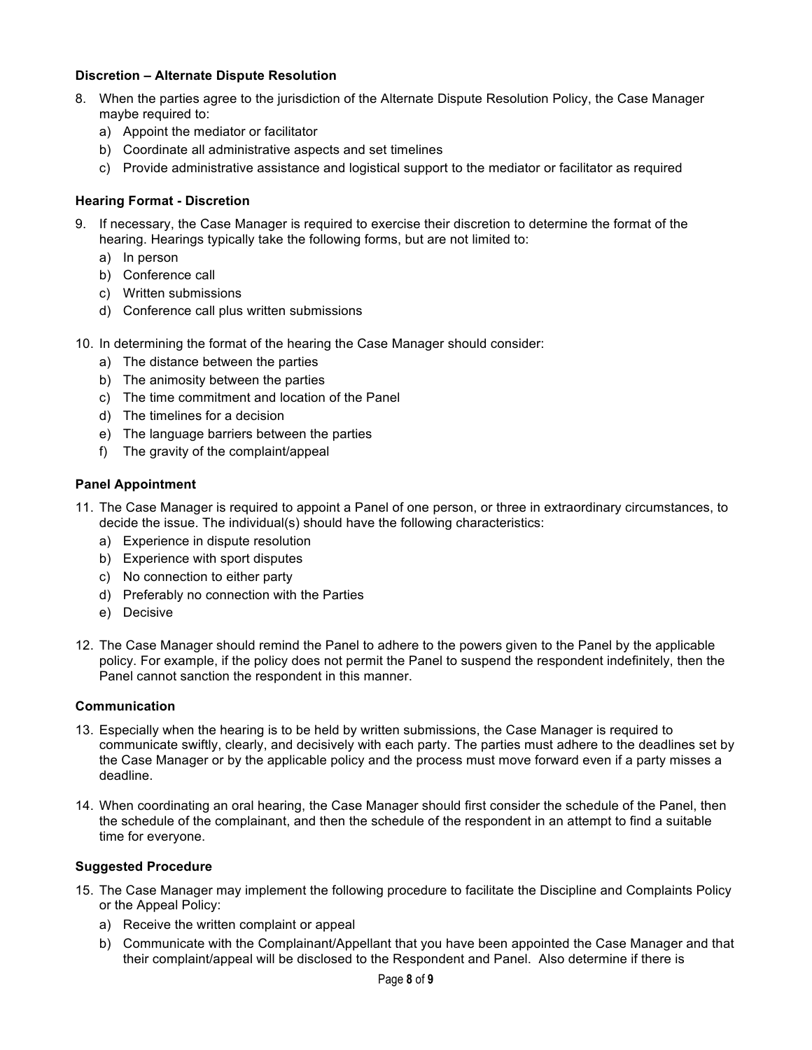**Discretion – Alternate Dispute Resolution**

8. When the parties agree to the jurisdiction of the Alternate Dispute Resolution Policy, the Case Manager maybe required to:
   a) Appoint the mediator or facilitator
   b) Coordinate all administrative aspects and set timelines
   c) Provide administrative assistance and logistical support to the mediator or facilitator as required

**Hearing Format - Discretion**

9. If necessary, the Case Manager is required to exercise their discretion to determine the format of the hearing. Hearings typically take the following forms, but are not limited to:
   a) In person
   b) Conference call
   c) Written submissions
   d) Conference call plus written submissions

10. In determining the format of the hearing the Case Manager should consider:
    a) The distance between the parties
    b) The animosity between the parties
    c) The time commitment and location of the Panel
    d) The timelines for a decision
    e) The language barriers between the parties
    f) The gravity of the complaint/appeal

**Panel Appointment**

11. The Case Manager is required to appoint a Panel of one person, or three in extraordinary circumstances, to decide the issue. The individual(s) should have the following characteristics:
    a) Experience in dispute resolution
    b) Experience with sport disputes
    c) No connection to either party
    d) Preferably no connection with the Parties
    e) Decisive

12. The Case Manager should remind the Panel to adhere to the powers given to the Panel by the applicable policy. For example, if the policy does not permit the Panel to suspend the respondent indefinitely, then the Panel cannot sanction the respondent in this manner.

**Communication**

13. Especially when the hearing is to be held by written submissions, the Case Manager is required to communicate swiftly, clearly, and decisively with each party. The parties must adhere to the deadlines set by the Case Manager or by the applicable policy and the process must move forward even if a party misses a deadline.

14. When coordinating an oral hearing, the Case Manager should first consider the schedule of the Panel, then the schedule of the complainant, and then the schedule of the respondent in an attempt to find a suitable time for everyone.

**Suggested Procedure**

15. The Case Manager may implement the following procedure to facilitate the Discipline and Complaints Policy or the Appeal Policy:
    a) Receive the written complaint or appeal
    b) Communicate with the Complainant/Appellant that you have been appointed the Case Manager and that their complaint/appeal will be disclosed to the Respondent and Panel. Also determine if there is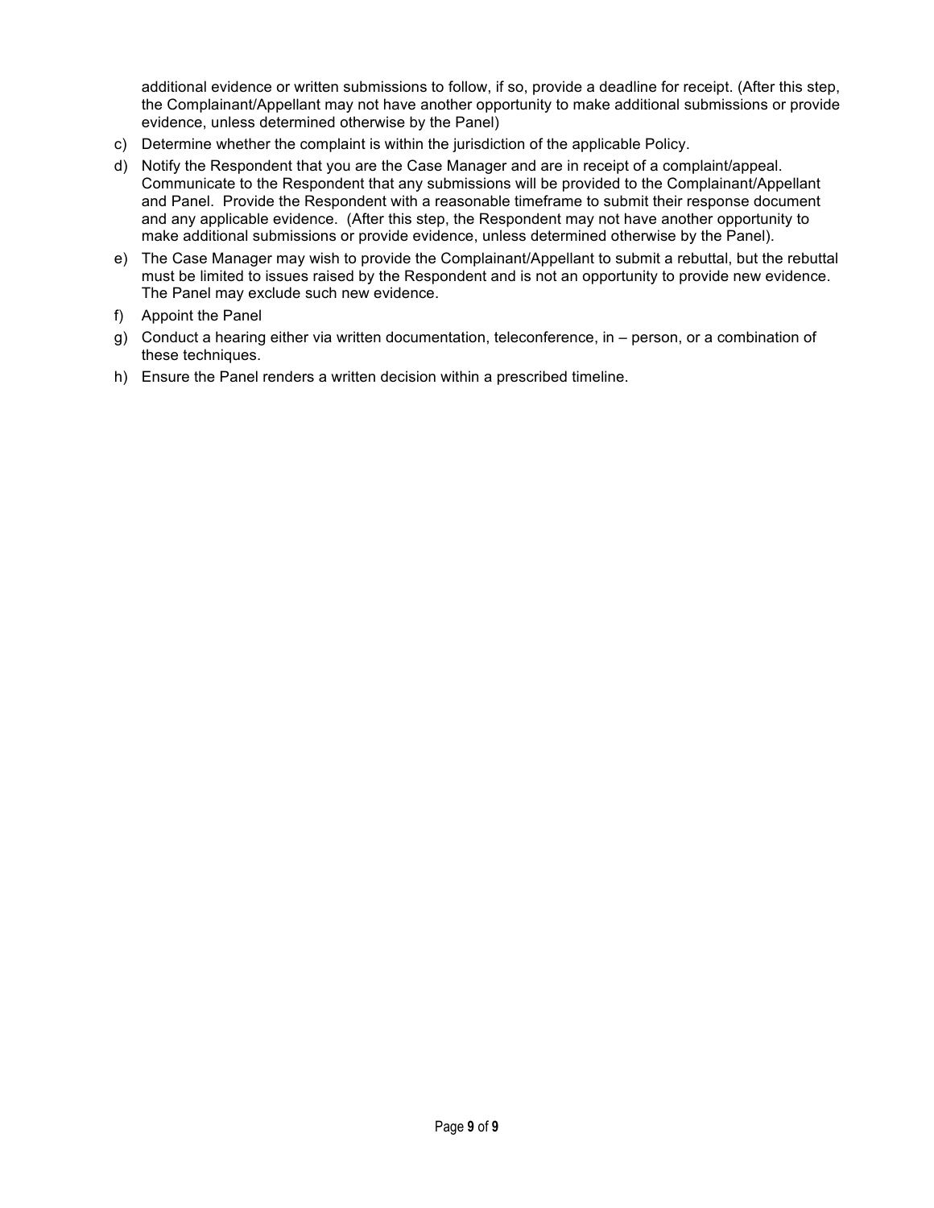additional evidence or written submissions to follow, if so, provide a deadline for receipt. (After this step, the Complainant/Appellant may not have another opportunity to make additional submissions or provide evidence, unless determined otherwise by the Panel)

c) Determine whether the complaint is within the jurisdiction of the applicable Policy.
d) Notify the Respondent that you are the Case Manager and are in receipt of a complaint/appeal. Communicate to the Respondent that any submissions will be provided to the Complainant/Appellant and Panel. Provide the Respondent with a reasonable timeframe to submit their response document and any applicable evidence. (After this step, the Respondent may not have another opportunity to make additional submissions or provide evidence, unless determined otherwise by the Panel).
e) The Case Manager may wish to provide the Complainant/Appellant to submit a rebuttal, but the rebuttal must be limited to issues raised by the Respondent and is not an opportunity to provide new evidence. The Panel may exclude such new evidence.
f) Appoint the Panel
g) Conduct a hearing either via written documentation, teleconference, in – person, or a combination of these techniques.
h) Ensure the Panel renders a written decision within a prescribed timeline.